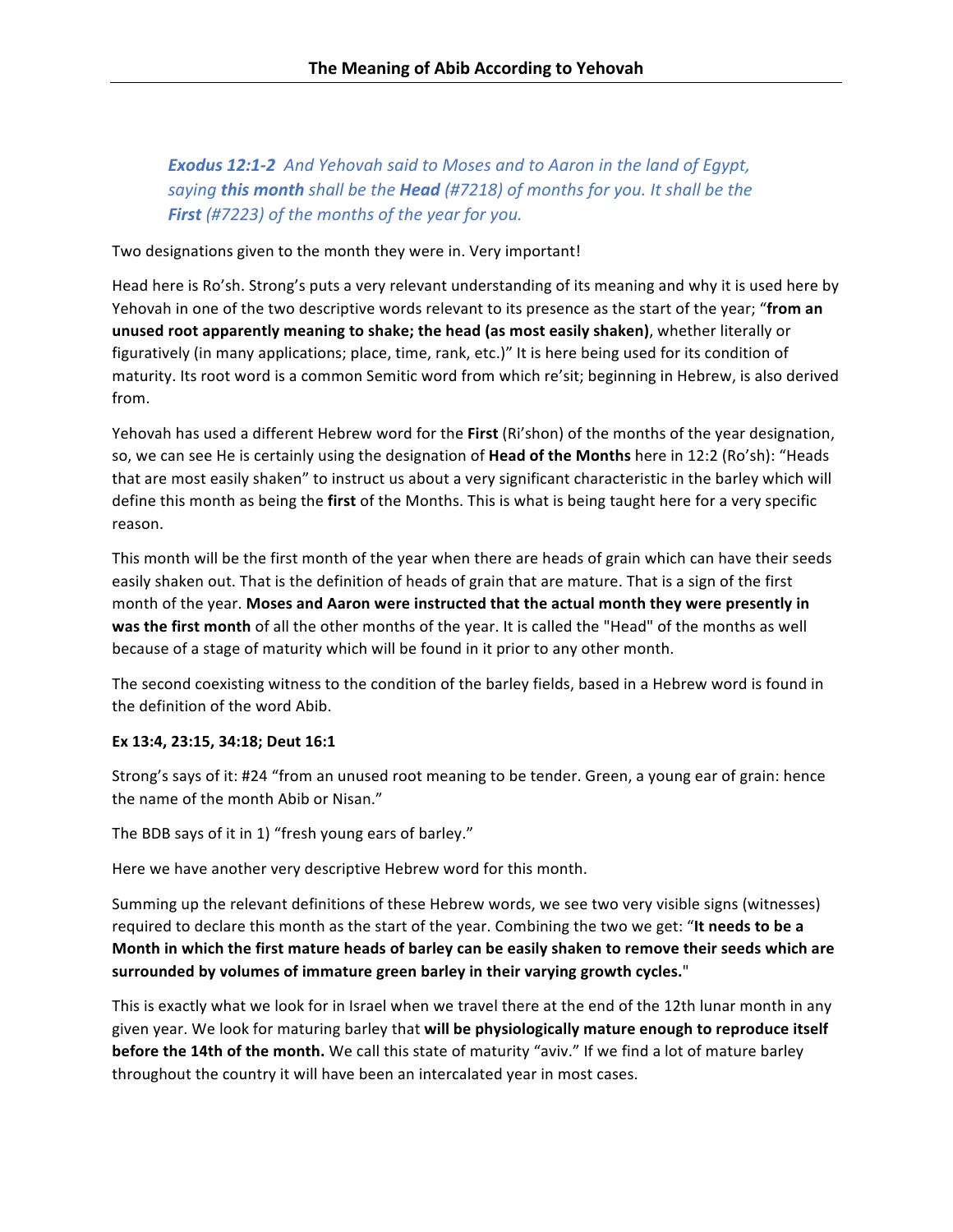# The Meaning of Abib According to Yehovah

> ***Exodus 12:1-2*** *And Yehovah said to Moses and to Aaron in the land of Egypt, saying **this month** shall be the **Head** (#7218) of months for you. It shall be the **First** (#7223) of the months of the year for you.*

Two designations given to the month they were in. Very important!

Head here is Ro'sh. Strong's puts a very relevant understanding of its meaning and why it is used here by Yehovah in one of the two descriptive words relevant to its presence as the start of the year; "**from an unused root apparently meaning to shake; the head (as most easily shaken)**, whether literally or figuratively (in many applications; place, time, rank, etc.)" It is here being used for its condition of maturity. Its root word is a common Semitic word from which re'sit; beginning in Hebrew, is also derived from.

Yehovah has used a different Hebrew word for the **First** (Ri'shon) of the months of the year designation, so, we can see He is certainly using the designation of **Head of the Months** here in 12:2 (Ro'sh): "Heads that are most easily shaken" to instruct us about a very significant characteristic in the barley which will define this month as being the **first** of the Months. This is what is being taught here for a very specific reason.

This month will be the first month of the year when there are heads of grain which can have their seeds easily shaken out. That is the definition of heads of grain that are mature. That is a sign of the first month of the year. **Moses and Aaron were instructed that the actual month they were presently in was the first month** of all the other months of the year. It is called the "Head" of the months as well because of a stage of maturity which will be found in it prior to any other month.

The second coexisting witness to the condition of the barley fields, based in a Hebrew word is found in the definition of the word Abib.

**Ex 13:4, 23:15, 34:18; Deut 16:1**

Strong's says of it: #24 "from an unused root meaning to be tender. Green, a young ear of grain: hence the name of the month Abib or Nisan."

The BDB says of it in 1) "fresh young ears of barley."

Here we have another very descriptive Hebrew word for this month.

Summing up the relevant definitions of these Hebrew words, we see two very visible signs (witnesses) required to declare this month as the start of the year. Combining the two we get: "**It needs to be a Month in which the first mature heads of barley can be easily shaken to remove their seeds which are surrounded by volumes of immature green barley in their varying growth cycles.**"

This is exactly what we look for in Israel when we travel there at the end of the 12th lunar month in any given year. We look for maturing barley that **will be physiologically mature enough to reproduce itself before the 14th of the month.** We call this state of maturity "aviv." If we find a lot of mature barley throughout the country it will have been an intercalated year in most cases.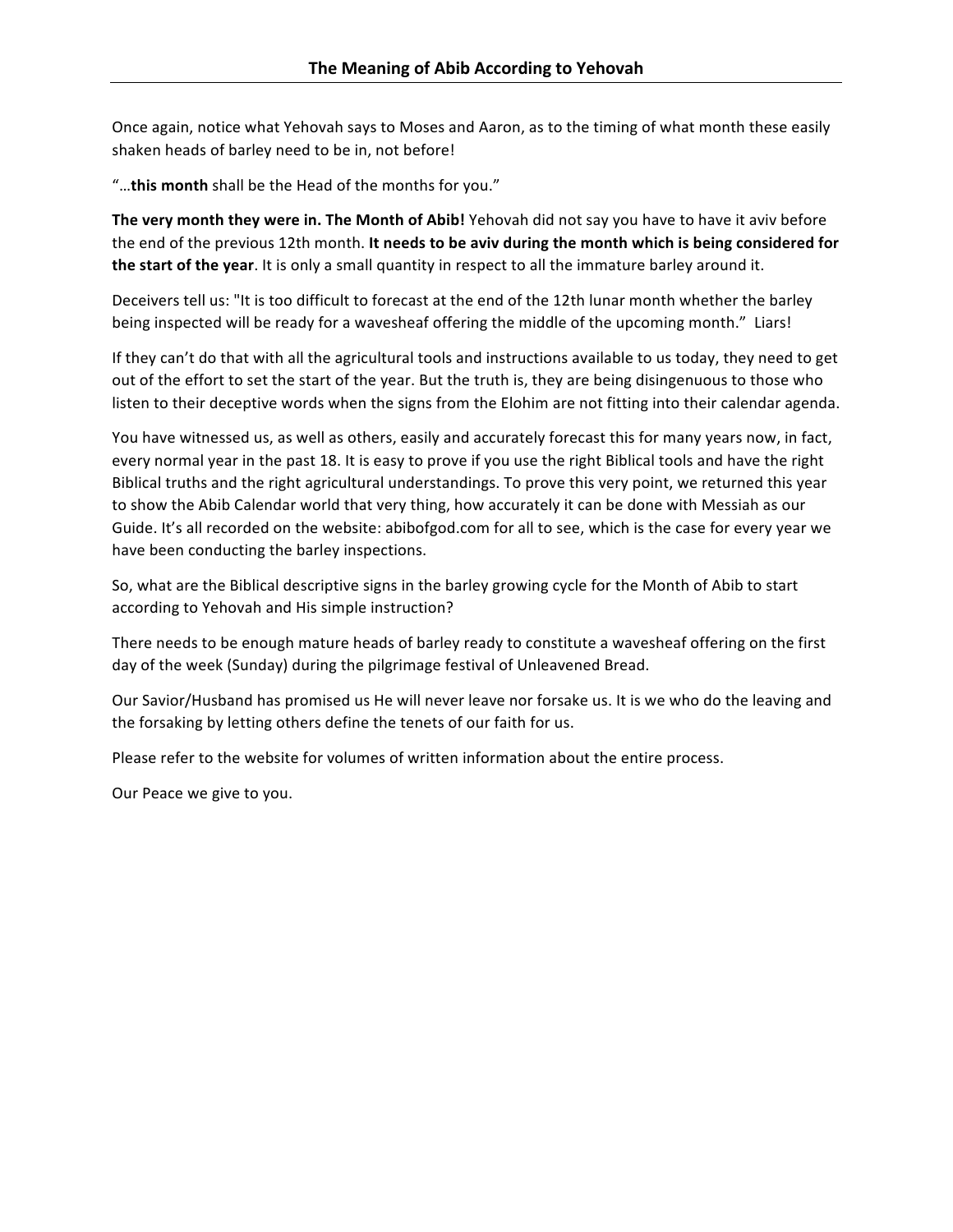Once again, notice what Yehovah says to Moses and Aaron, as to the timing of what month these easily shaken heads of barley need to be in, not before!

"…**this month** shall be the Head of the months for you."

**The very month they were in. The Month of Abib!** Yehovah did not say you have to have it aviv before the end of the previous 12th month. **It needs to be aviv during the month which is being considered for the start of the year**. It is only a small quantity in respect to all the immature barley around it.

Deceivers tell us: "It is too difficult to forecast at the end of the 12th lunar month whether the barley being inspected will be ready for a wavesheaf offering the middle of the upcoming month." Liars!

If they can't do that with all the agricultural tools and instructions available to us today, they need to get out of the effort to set the start of the year. But the truth is, they are being disingenuous to those who listen to their deceptive words when the signs from the Elohim are not fitting into their calendar agenda.

You have witnessed us, as well as others, easily and accurately forecast this for many years now, in fact, every normal year in the past 18. It is easy to prove if you use the right Biblical tools and have the right Biblical truths and the right agricultural understandings. To prove this very point, we returned this year to show the Abib Calendar world that very thing, how accurately it can be done with Messiah as our Guide. It's all recorded on the website: abibofgod.com for all to see, which is the case for every year we have been conducting the barley inspections.

So, what are the Biblical descriptive signs in the barley growing cycle for the Month of Abib to start according to Yehovah and His simple instruction?

There needs to be enough mature heads of barley ready to constitute a wavesheaf offering on the first day of the week (Sunday) during the pilgrimage festival of Unleavened Bread.

Our Savior/Husband has promised us He will never leave nor forsake us. It is we who do the leaving and the forsaking by letting others define the tenets of our faith for us.

Please refer to the website for volumes of written information about the entire process.

Our Peace we give to you.